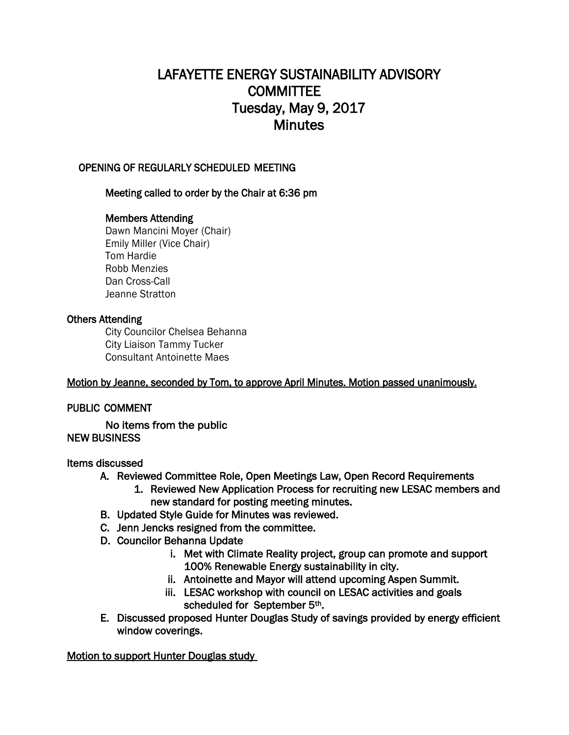# LAFAYETTE ENERGY SUSTAINABILITY ADVISORY COMMITTEE

## Tuesday, May 9, 2017

## Minutes

### OPENING OF REGULARLY SCHEDULED MEETING

**Meeting called to order by the Chair at 6:36 pm**

**Members Attending**

Dawn Mancini Moyer (Chair)
Emily Miller (Vice Chair)
Tom Hardie
Robb Menzies
Dan Cross-Call
Jeanne Stratton

**Others Attending**

City Councilor Chelsea Behanna
City Liaison Tammy Tucker
Consultant Antoinette Maes

<u>Motion by Jeanne, seconded by Tom, to approve April Minutes. Motion passed unanimously.</u>

### PUBLIC COMMENT

No items from the public

### NEW BUSINESS

**Items discussed**

A. Reviewed Committee Role, Open Meetings Law, Open Record Requirements
   1. Reviewed New Application Process for recruiting new LESAC members and new standard for posting meeting minutes.
B. Updated Style Guide for Minutes was reviewed.
C. Jenn Jencks resigned from the committee.
D. Councilor Behanna Update
   i. Met with Climate Reality project, group can promote and support 100% Renewable Energy sustainability in city.
   ii. Antoinette and Mayor will attend upcoming Aspen Summit.
   iii. LESAC workshop with council on LESAC activities and goals scheduled for September 5th.
E. Discussed proposed Hunter Douglas Study of savings provided by energy efficient window coverings.

<u>Motion to support Hunter Douglas study</u>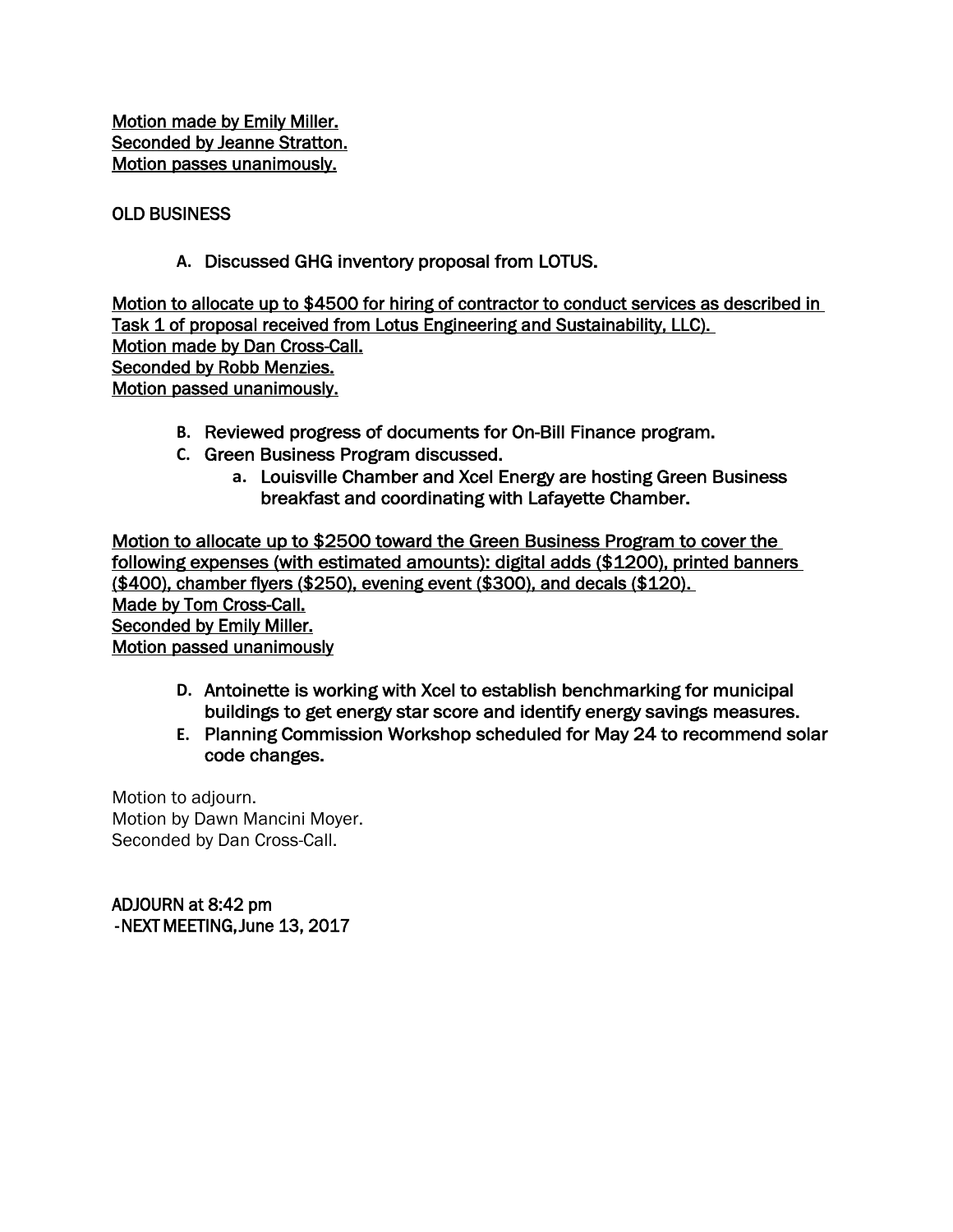Motion made by Emily Miller.
Seconded by Jeanne Stratton.
Motion passes unanimously.

OLD BUSINESS

A. Discussed GHG inventory proposal from LOTUS.

Motion to allocate up to $4500 for hiring of contractor to conduct services as described in Task 1 of proposal received from Lotus Engineering and Sustainability, LLC).
Motion made by Dan Cross-Call.
Seconded by Robb Menzies.
Motion passed unanimously.

B. Reviewed progress of documents for On-Bill Finance program.
C. Green Business Program discussed.
   a. Louisville Chamber and Xcel Energy are hosting Green Business breakfast and coordinating with Lafayette Chamber.

Motion to allocate up to $2500 toward the Green Business Program to cover the following expenses (with estimated amounts): digital adds ($1200), printed banners ($400), chamber flyers ($250), evening event ($300), and decals ($120).
Made by Tom Cross-Call.
Seconded by Emily Miller.
Motion passed unanimously

D. Antoinette is working with Xcel to establish benchmarking for municipal buildings to get energy star score and identify energy savings measures.
E. Planning Commission Workshop scheduled for May 24 to recommend solar code changes.

Motion to adjourn.
Motion by Dawn Mancini Moyer.
Seconded by Dan Cross-Call.

ADJOURN at 8:42 pm
-NEXT MEETING, June 13, 2017